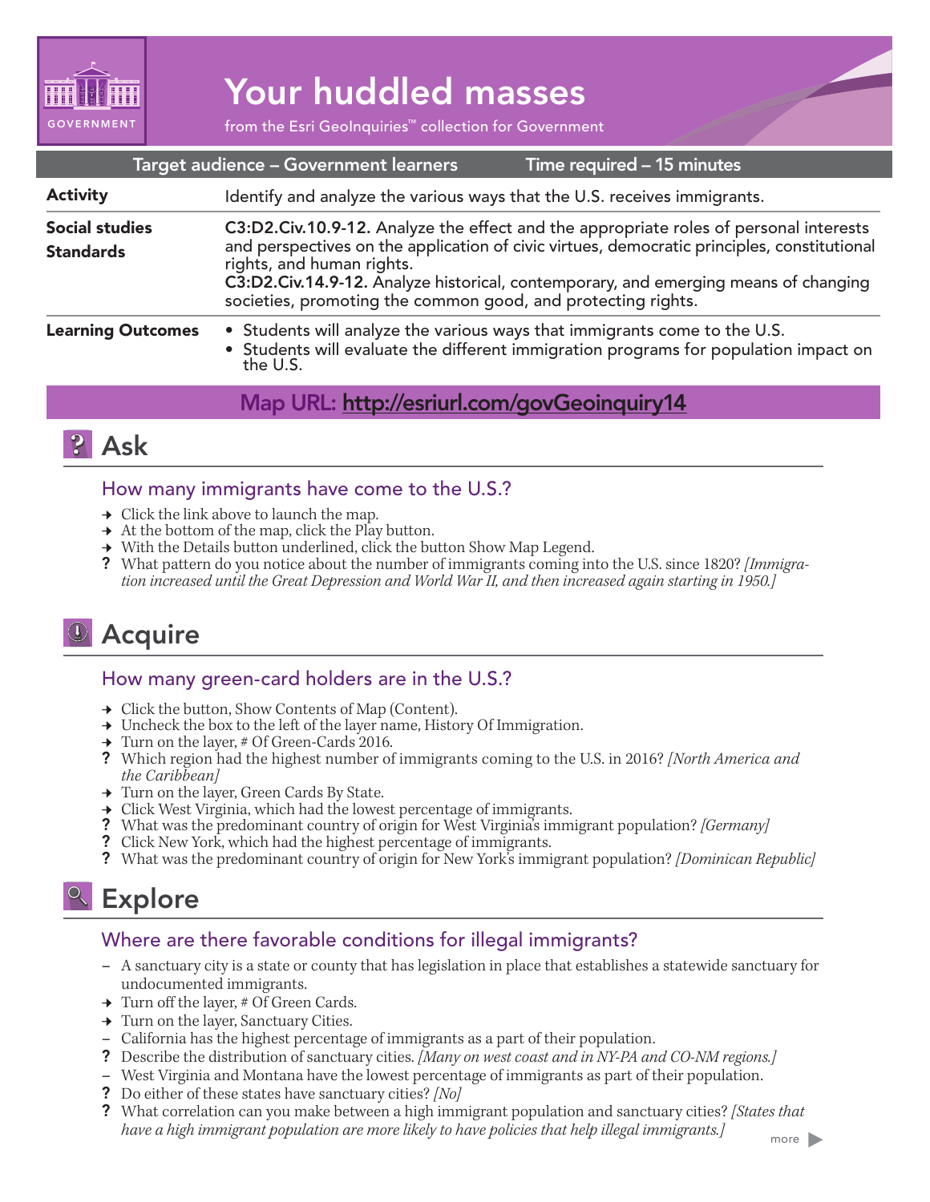GOVERNMENT

# Your huddled masses

from the Esri GeoInquiries™ collection for Government

| Target audience – Government learners | Time required – 15 minutes |
|---|---|
| **Activity** | Identify and analyze the various ways that the U.S. receives immigrants. |
| **Social studies Standards** | **C3:D2.Civ.10.9-12.** Analyze the effect and the appropriate roles of personal interests and perspectives on the application of civic virtues, democratic principles, constitutional rights, and human rights.<br>**C3:D2.Civ.14.9-12.** Analyze historical, contemporary, and emerging means of changing societies, promoting the common good, and protecting rights. |
| **Learning Outcomes** | • Students will analyze the various ways that immigrants come to the U.S.<br>• Students will evaluate the different immigration programs for population impact on the U.S. |

**Map URL: http://esriurl.com/govGeoinquiry14**

## Ask

### How many immigrants have come to the U.S.?

- → Click the link above to launch the map.
- → At the bottom of the map, click the Play button.
- → With the Details button underlined, click the button Show Map Legend.
- ? What pattern do you notice about the number of immigrants coming into the U.S. since 1820? *[Immigration increased until the Great Depression and World War II, and then increased again starting in 1950.]*

## Acquire

### How many green-card holders are in the U.S.?

- → Click the button, Show Contents of Map (Content).
- → Uncheck the box to the left of the layer name, History Of Immigration.
- → Turn on the layer, # Of Green-Cards 2016.
- ? Which region had the highest number of immigrants coming to the U.S. in 2016? *[North America and the Caribbean]*
- → Turn on the layer, Green Cards By State.
- → Click West Virginia, which had the lowest percentage of immigrants.
- ? What was the predominant country of origin for West Virginia's immigrant population? *[Germany]*
- ? Click New York, which had the highest percentage of immigrants.
- ? What was the predominant country of origin for New York's immigrant population? *[Dominican Republic]*

## Explore

### Where are there favorable conditions for illegal immigrants?

- – A sanctuary city is a state or county that has legislation in place that establishes a statewide sanctuary for undocumented immigrants.
- → Turn off the layer, # Of Green Cards.
- → Turn on the layer, Sanctuary Cities.
- – California has the highest percentage of immigrants as a part of their population.
- ? Describe the distribution of sanctuary cities. *[Many on west coast and in NY-PA and CO-NM regions.]*
- – West Virginia and Montana have the lowest percentage of immigrants as part of their population.
- ? Do either of these states have sanctuary cities? *[No]*
- ? What correlation can you make between a high immigrant population and sanctuary cities? *[States that have a high immigrant population are more likely to have policies that help illegal immigrants.]*

more ▶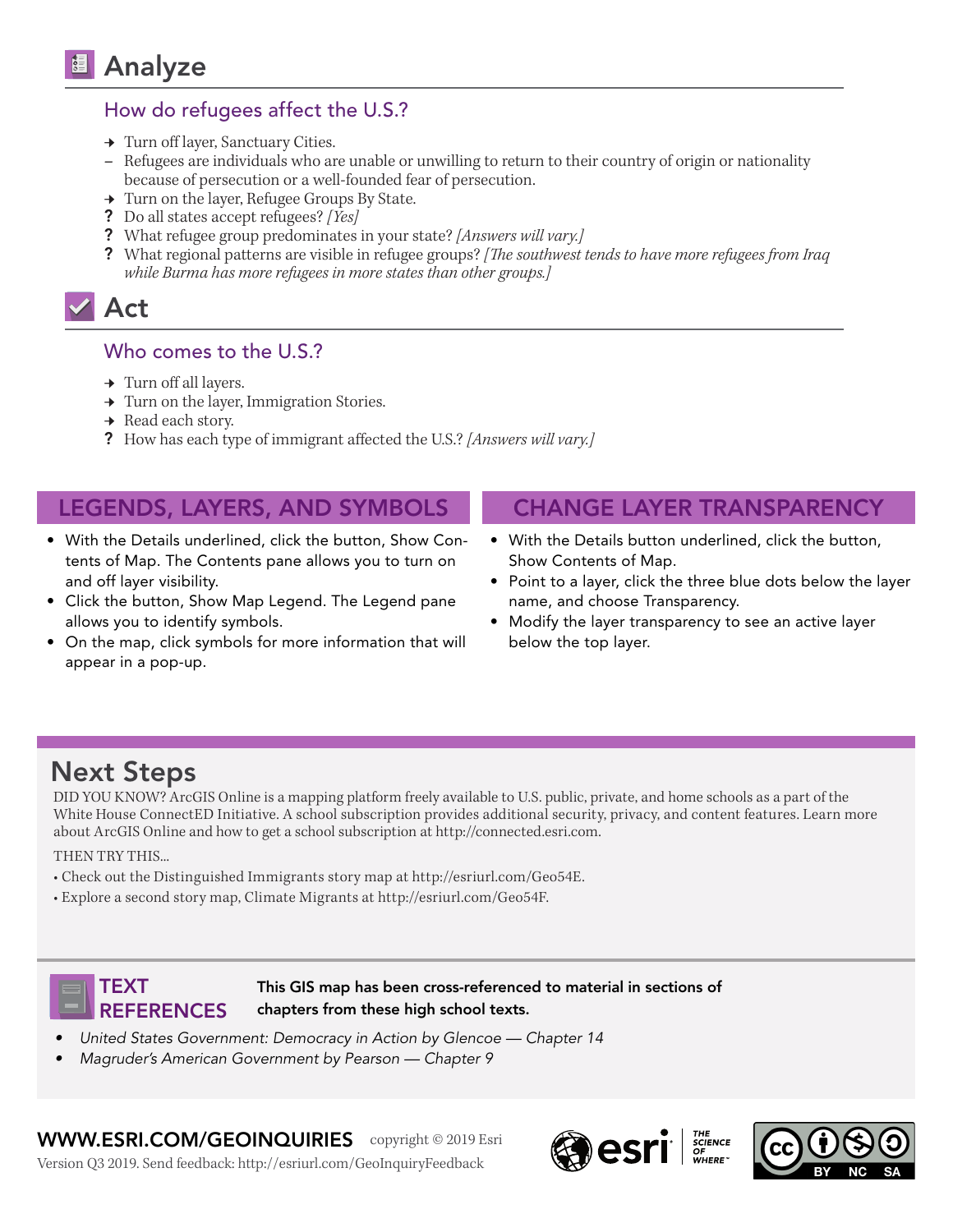## Analyze

### How do refugees affect the U.S.?

- → Turn off layer, Sanctuary Cities.
- – Refugees are individuals who are unable or unwilling to return to their country of origin or nationality because of persecution or a well-founded fear of persecution.
- → Turn on the layer, Refugee Groups By State.
- **?** Do all states accept refugees? *[Yes]*
- **?** What refugee group predominates in your state? *[Answers will vary.]*
- **?** What regional patterns are visible in refugee groups? *[The southwest tends to have more refugees from Iraq while Burma has more refugees in more states than other groups.]*

## Act

### Who comes to the U.S.?

- → Turn off all layers.
- → Turn on the layer, Immigration Stories.
- → Read each story.
- **?** How has each type of immigrant affected the U.S.? *[Answers will vary.]*

### LEGENDS, LAYERS, AND SYMBOLS

- With the Details underlined, click the button, Show Contents of Map. The Contents pane allows you to turn on and off layer visibility.
- Click the button, Show Map Legend. The Legend pane allows you to identify symbols.
- On the map, click symbols for more information that will appear in a pop-up.

### CHANGE LAYER TRANSPARENCY

- With the Details button underlined, click the button, Show Contents of Map.
- Point to a layer, click the three blue dots below the layer name, and choose Transparency.
- Modify the layer transparency to see an active layer below the top layer.

## Next Steps

DID YOU KNOW? ArcGIS Online is a mapping platform freely available to U.S. public, private, and home schools as a part of the White House ConnectED Initiative. A school subscription provides additional security, privacy, and content features. Learn more about ArcGIS Online and how to get a school subscription at http://connected.esri.com.

THEN TRY THIS...

- Check out the Distinguished Immigrants story map at http://esriurl.com/Geo54E.
- Explore a second story map, Climate Migrants at http://esriurl.com/Geo54F.

### TEXT REFERENCES

**This GIS map has been cross-referenced to material in sections of chapters from these high school texts.**

- *United States Government: Democracy in Action by Glencoe — Chapter 14*
- *Magruder's American Government by Pearson — Chapter 9*

**WWW.ESRI.COM/GEOINQUIRIES** copyright © 2019 Esri

Version Q3 2019. Send feedback: http://esriurl.com/GeoInquiryFeedback